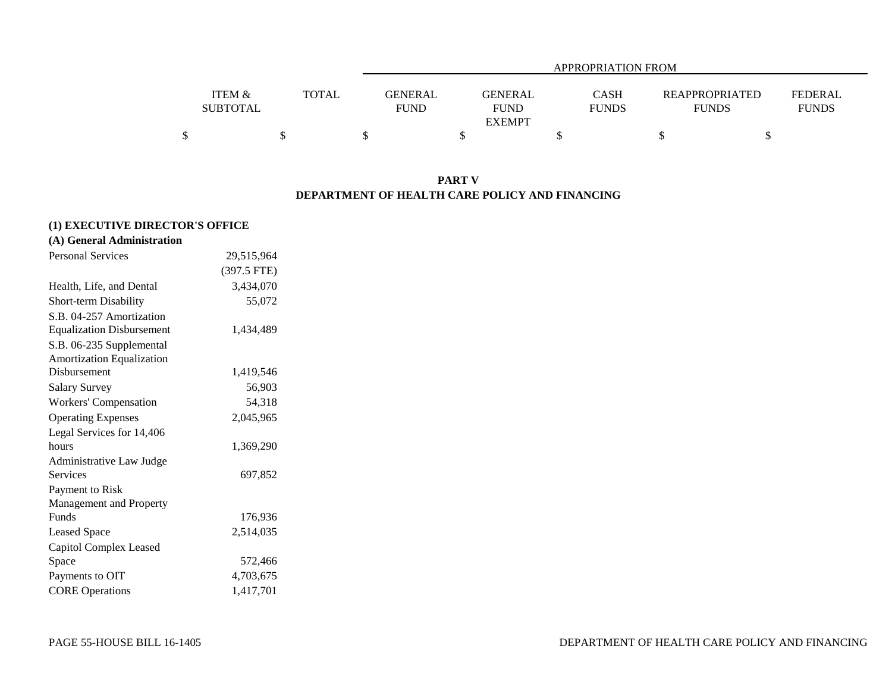## PART V
## DEPARTMENT OF HEALTH CARE POLICY AND FINANCING

| | ITEM & SUBTOTAL | TOTAL | GENERAL FUND | GENERAL FUND EXEMPT | CASH FUNDS | REAPPROPRIATED FUNDS | FEDERAL FUNDS |
|---|---|---|---|---|---|---|---|
| | | | APPROPRIATION FROM | | | | |
| | $ | $ | $ | $ | $ | $ | $ |
| **(1) EXECUTIVE DIRECTOR'S OFFICE** | | | | | | | |
| **(A) General Administration** | | | | | | | |
| Personal Services | 29,515,964 | | | | | | |
| | (397.5 FTE) | | | | | | |
| Health, Life, and Dental | 3,434,070 | | | | | | |
| Short-term Disability | 55,072 | | | | | | |
| S.B. 04-257 Amortization Equalization Disbursement | 1,434,489 | | | | | | |
| S.B. 06-235 Supplemental Amortization Equalization Disbursement | 1,419,546 | | | | | | |
| Salary Survey | 56,903 | | | | | | |
| Workers' Compensation | 54,318 | | | | | | |
| Operating Expenses | 2,045,965 | | | | | | |
| Legal Services for 14,406 hours | 1,369,290 | | | | | | |
| Administrative Law Judge Services | 697,852 | | | | | | |
| Payment to Risk Management and Property Funds | 176,936 | | | | | | |
| Leased Space | 2,514,035 | | | | | | |
| Capitol Complex Leased Space | 572,466 | | | | | | |
| Payments to OIT | 4,703,675 | | | | | | |
| CORE Operations | 1,417,701 | | | | | | |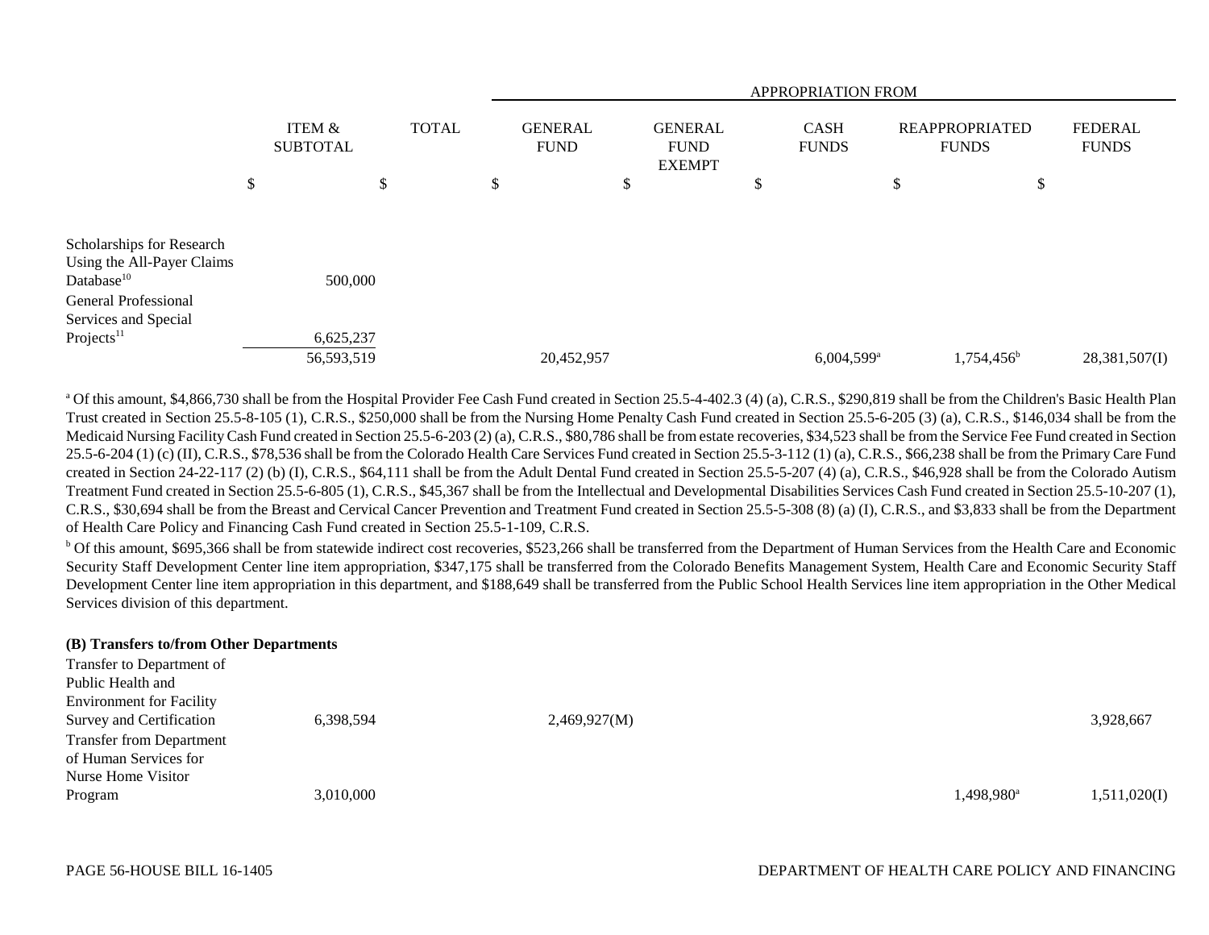| | ITEM & SUBTOTAL | TOTAL | APPROPRIATION FROM GENERAL FUND | GENERAL FUND EXEMPT | CASH FUNDS | REAPPROPRIATED FUNDS | FEDERAL FUNDS |
|---|---|---|---|---|---|---|---|
| | $ | $ | $ | $ | $ | $ | $ |
| Scholarships for Research Using the All-Payer Claims Database[10] | 500,000 | | | | | | |
| General Professional Services and Special Projects[11] | 6,625,237 | | | | | | |
| | 56,593,519 | | 20,452,957 | | 6,004,599[a] | 1,754,456[b] | 28,381,507(I) |

[a] Of this amount, $4,866,730 shall be from the Hospital Provider Fee Cash Fund created in Section 25.5-4-402.3 (4) (a), C.R.S., $290,819 shall be from the Children's Basic Health Plan Trust created in Section 25.5-8-105 (1), C.R.S., $250,000 shall be from the Nursing Home Penalty Cash Fund created in Section 25.5-6-205 (3) (a), C.R.S., $146,034 shall be from the Medicaid Nursing Facility Cash Fund created in Section 25.5-6-203 (2) (a), C.R.S., $80,786 shall be from estate recoveries, $34,523 shall be from the Service Fee Fund created in Section 25.5-6-204 (1) (c) (II), C.R.S., $78,536 shall be from the Colorado Health Care Services Fund created in Section 25.5-3-112 (1) (a), C.R.S., $66,238 shall be from the Primary Care Fund created in Section 24-22-117 (2) (b) (I), C.R.S., $64,111 shall be from the Adult Dental Fund created in Section 25.5-5-207 (4) (a), C.R.S., $46,928 shall be from the Colorado Autism Treatment Fund created in Section 25.5-6-805 (1), C.R.S., $45,367 shall be from the Intellectual and Developmental Disabilities Services Cash Fund created in Section 25.5-10-207 (1), C.R.S., $30,694 shall be from the Breast and Cervical Cancer Prevention and Treatment Fund created in Section 25.5-5-308 (8) (a) (I), C.R.S., and $3,833 shall be from the Department of Health Care Policy and Financing Cash Fund created in Section 25.5-1-109, C.R.S.

[b] Of this amount, $695,366 shall be from statewide indirect cost recoveries, $523,266 shall be transferred from the Department of Human Services from the Health Care and Economic Security Staff Development Center line item appropriation, $347,175 shall be transferred from the Colorado Benefits Management System, Health Care and Economic Security Staff Development Center line item appropriation in this department, and $188,649 shall be transferred from the Public School Health Services line item appropriation in the Other Medical Services division of this department.

**(B) Transfers to/from Other Departments**

| | ITEM & SUBTOTAL | TOTAL | GENERAL FUND | GENERAL FUND EXEMPT | CASH FUNDS | REAPPROPRIATED FUNDS | FEDERAL FUNDS |
|---|---|---|---|---|---|---|---|
| Transfer to Department of Public Health and Environment for Facility Survey and Certification | 6,398,594 | | 2,469,927(M) | | | | 3,928,667 |
| Transfer from Department of Human Services for Nurse Home Visitor Program | 3,010,000 | | | | | 1,498,980[a] | 1,511,020(I) |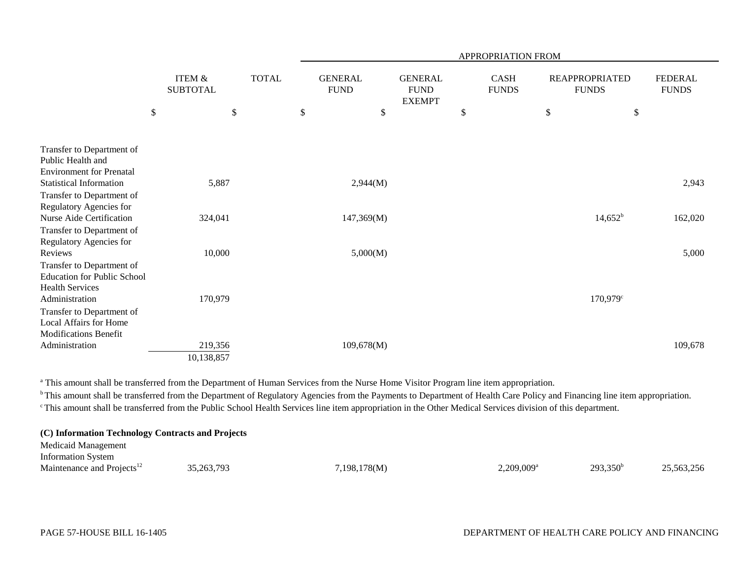| | ITEM & SUBTOTAL | TOTAL | APPROPRIATION FROM GENERAL FUND | GENERAL FUND EXEMPT | CASH FUNDS | REAPPROPRIATED FUNDS | FEDERAL FUNDS |
|---|---|---|---|---|---|---|---|
| | $ | $ | $ | $ | $ | $ | $ |
| Transfer to Department of Public Health and Environment for Prenatal Statistical Information | 5,887 | | 2,944(M) | | | | 2,943 |
| Transfer to Department of Regulatory Agencies for Nurse Aide Certification | 324,041 | | 147,369(M) | | | 14,652[b] | 162,020 |
| Transfer to Department of Regulatory Agencies for Reviews | 10,000 | | 5,000(M) | | | | 5,000 |
| Transfer to Department of Education for Public School Health Services Administration | 170,979 | | | | | 170,979[c] | |
| Transfer to Department of Local Affairs for Home Modifications Benefit Administration | 219,356 | | 109,678(M) | | | | 109,678 |
| | 10,138,857 | | | | | | |

[a] This amount shall be transferred from the Department of Human Services from the Nurse Home Visitor Program line item appropriation.

[b] This amount shall be transferred from the Department of Regulatory Agencies from the Payments to Department of Health Care Policy and Financing line item appropriation.

[c] This amount shall be transferred from the Public School Health Services line item appropriation in the Other Medical Services division of this department.

**(C) Information Technology Contracts and Projects**

| | ITEM & SUBTOTAL | TOTAL | GENERAL FUND | GENERAL FUND EXEMPT | CASH FUNDS | REAPPROPRIATED FUNDS | FEDERAL FUNDS |
|---|---|---|---|---|---|---|---|
| Medicaid Management Information System Maintenance and Projects[12] | 35,263,793 | | 7,198,178(M) | | 2,209,009[a] | 293,350[b] | 25,563,256 |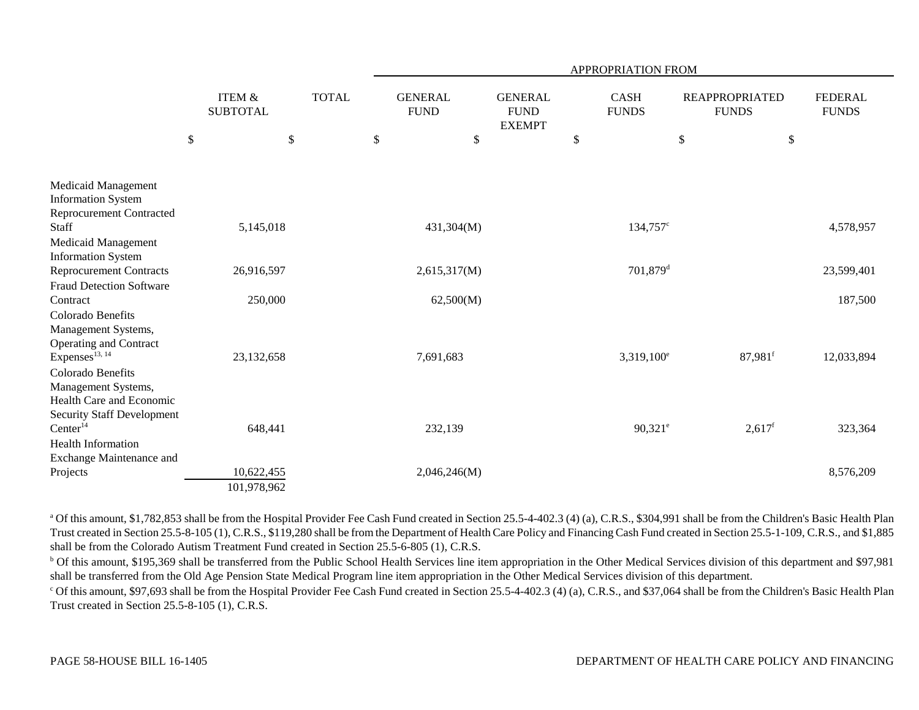| | ITEM & SUBTOTAL | TOTAL | APPROPRIATION FROM GENERAL FUND | GENERAL FUND EXEMPT | CASH FUNDS | REAPPROPRIATED FUNDS | FEDERAL FUNDS |
|---|---|---|---|---|---|---|---|
| | $ | $ | $ | $ | $ | $ | $ |
| Medicaid Management Information System Reprocurement Contracted Staff | 5,145,018 | | 431,304(M) | | 134,757[c] | | 4,578,957 |
| Medicaid Management Information System Reprocurement Contracts | 26,916,597 | | 2,615,317(M) | | 701,879[d] | | 23,599,401 |
| Fraud Detection Software Contract | 250,000 | | 62,500(M) | | | | 187,500 |
| Colorado Benefits Management Systems, Operating and Contract Expenses[13, 14] | 23,132,658 | | 7,691,683 | | 3,319,100[e] | 87,981[f] | 12,033,894 |
| Colorado Benefits Management Systems, Health Care and Economic Security Staff Development Center[14] | 648,441 | | 232,139 | | 90,321[e] | 2,617[f] | 323,364 |
| Health Information Exchange Maintenance and Projects | 10,622,455 | | 2,046,246(M) | | | | 8,576,209 |
| | 101,978,962 | | | | | | |

[a] Of this amount, $1,782,853 shall be from the Hospital Provider Fee Cash Fund created in Section 25.5-4-402.3 (4) (a), C.R.S., $304,991 shall be from the Children's Basic Health Plan Trust created in Section 25.5-8-105 (1), C.R.S., $119,280 shall be from the Department of Health Care Policy and Financing Cash Fund created in Section 25.5-1-109, C.R.S., and $1,885 shall be from the Colorado Autism Treatment Fund created in Section 25.5-6-805 (1), C.R.S.

[b] Of this amount, $195,369 shall be transferred from the Public School Health Services line item appropriation in the Other Medical Services division of this department and $97,981 shall be transferred from the Old Age Pension State Medical Program line item appropriation in the Other Medical Services division of this department.

[c] Of this amount, $97,693 shall be from the Hospital Provider Fee Cash Fund created in Section 25.5-4-402.3 (4) (a), C.R.S., and $37,064 shall be from the Children's Basic Health Plan Trust created in Section 25.5-8-105 (1), C.R.S.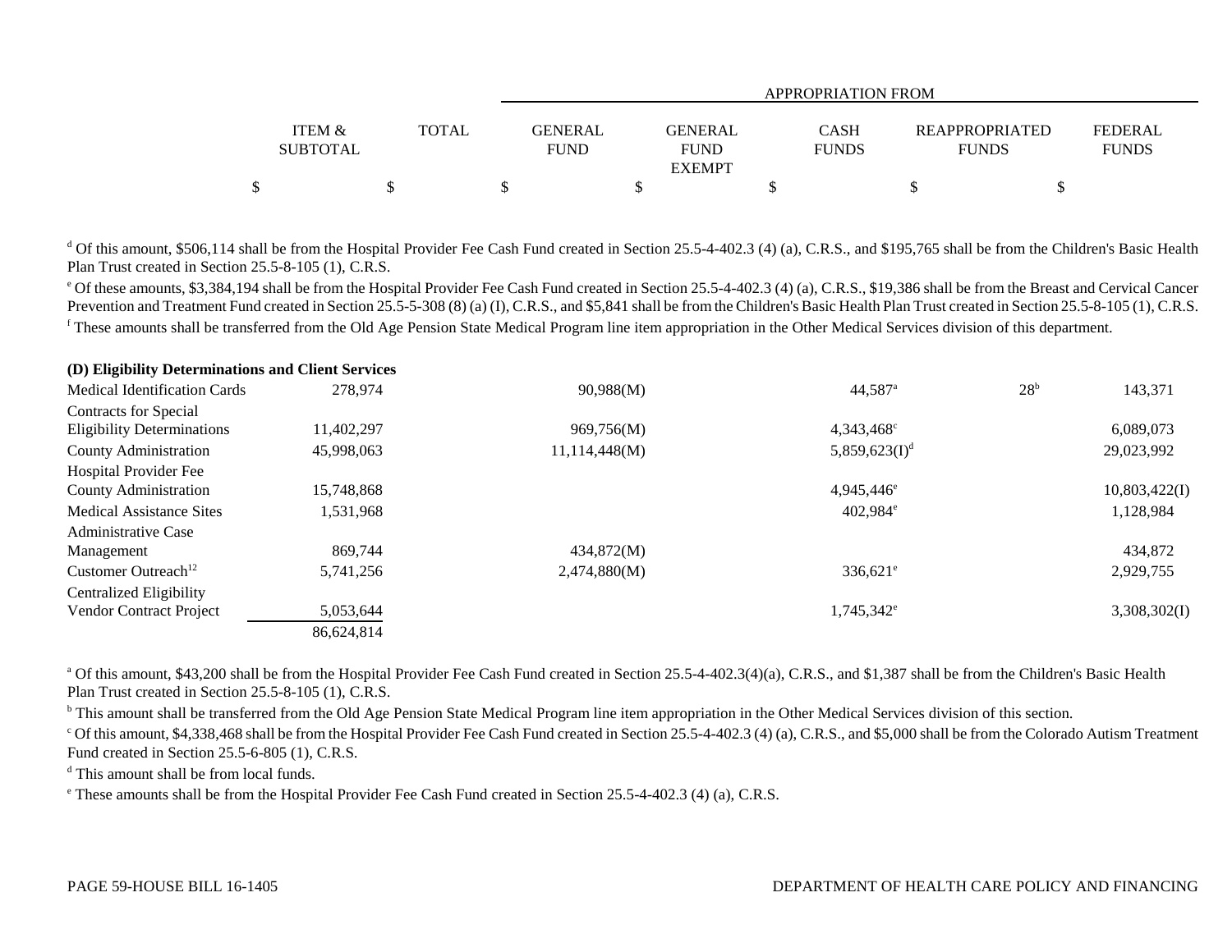| | ITEM & SUBTOTAL | TOTAL | APPROPRIATION FROM GENERAL FUND | GENERAL FUND EXEMPT | CASH FUNDS | REAPPROPRIATED FUNDS | FEDERAL FUNDS |
|---|---|---|---|---|---|---|---|
| | $ | $ | $ | $ | $ | $ | $ |

[d] Of this amount, $506,114 shall be from the Hospital Provider Fee Cash Fund created in Section 25.5-4-402.3 (4) (a), C.R.S., and $195,765 shall be from the Children's Basic Health Plan Trust created in Section 25.5-8-105 (1), C.R.S.

[e] Of these amounts, $3,384,194 shall be from the Hospital Provider Fee Cash Fund created in Section 25.5-4-402.3 (4) (a), C.R.S., $19,386 shall be from the Breast and Cervical Cancer Prevention and Treatment Fund created in Section 25.5-5-308 (8) (a) (I), C.R.S., and $5,841 shall be from the Children's Basic Health Plan Trust created in Section 25.5-8-105 (1), C.R.S.

[f] These amounts shall be transferred from the Old Age Pension State Medical Program line item appropriation in the Other Medical Services division of this department.

**(D) Eligibility Determinations and Client Services**

| | ITEM & SUBTOTAL | TOTAL | GENERAL FUND | GENERAL FUND EXEMPT | CASH FUNDS | REAPPROPRIATED FUNDS | FEDERAL FUNDS |
|---|---|---|---|---|---|---|---|
| Medical Identification Cards | 278,974 | | 90,988(M) | | 44,587[a] | 28[b] | 143,371 |
| Contracts for Special Eligibility Determinations | 11,402,297 | | 969,756(M) | | 4,343,468[c] | | 6,089,073 |
| County Administration | 45,998,063 | | 11,114,448(M) | | 5,859,623(I)[d] | | 29,023,992 |
| Hospital Provider Fee County Administration | 15,748,868 | | | | 4,945,446[e] | | 10,803,422(I) |
| Medical Assistance Sites | 1,531,968 | | | | 402,984[e] | | 1,128,984 |
| Administrative Case Management | 869,744 | | 434,872(M) | | | | 434,872 |
| Customer Outreach[12] | 5,741,256 | | 2,474,880(M) | | 336,621[e] | | 2,929,755 |
| Centralized Eligibility Vendor Contract Project | 5,053,644 | | | | 1,745,342[e] | | 3,308,302(I) |
| | 86,624,814 | | | | | | |

[a] Of this amount, $43,200 shall be from the Hospital Provider Fee Cash Fund created in Section 25.5-4-402.3(4)(a), C.R.S., and $1,387 shall be from the Children's Basic Health Plan Trust created in Section 25.5-8-105 (1), C.R.S.

[b] This amount shall be transferred from the Old Age Pension State Medical Program line item appropriation in the Other Medical Services division of this section.

[c] Of this amount, $4,338,468 shall be from the Hospital Provider Fee Cash Fund created in Section 25.5-4-402.3 (4) (a), C.R.S., and $5,000 shall be from the Colorado Autism Treatment Fund created in Section 25.5-6-805 (1), C.R.S.

[d] This amount shall be from local funds.

[e] These amounts shall be from the Hospital Provider Fee Cash Fund created in Section 25.5-4-402.3 (4) (a), C.R.S.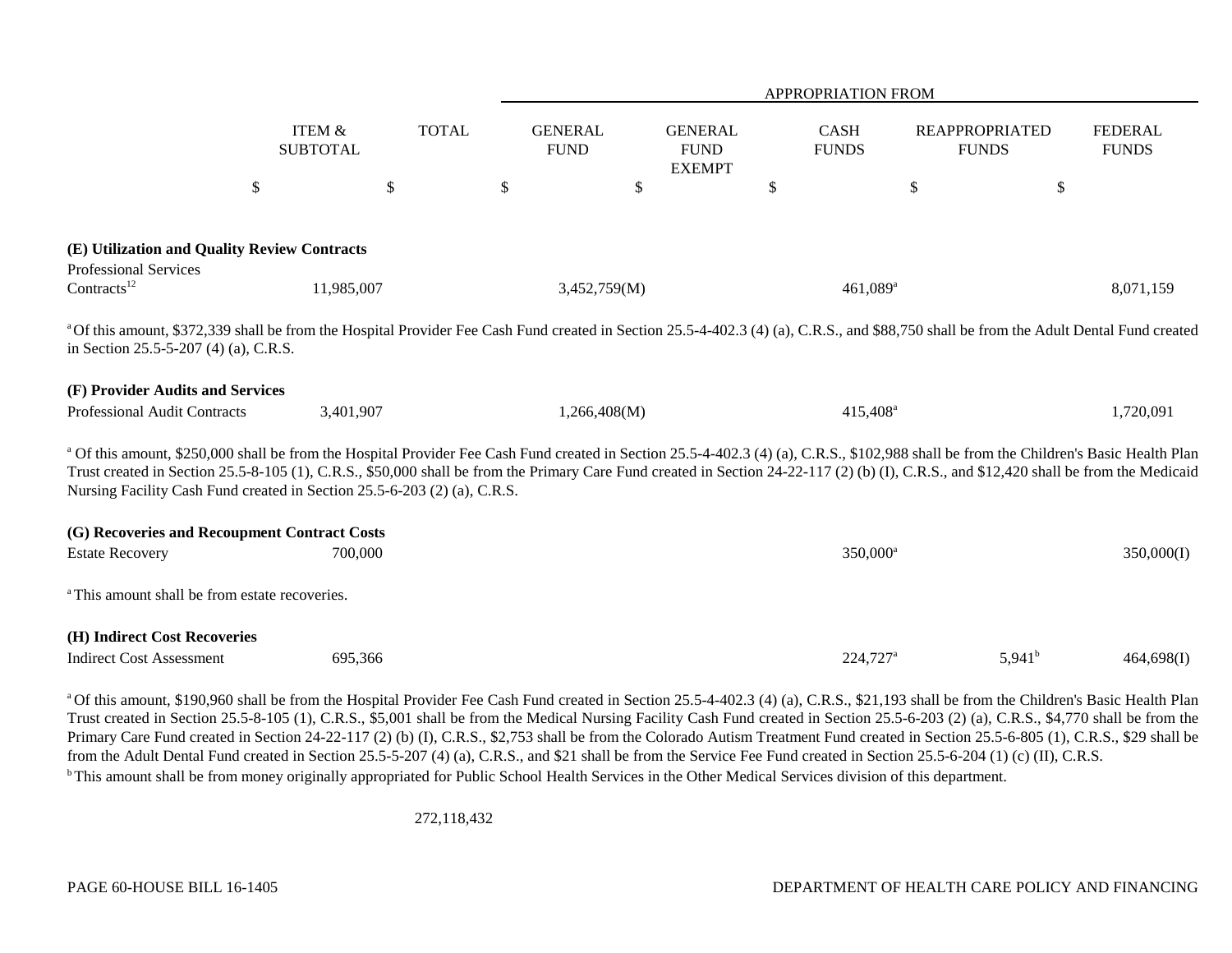| | ITEM & SUBTOTAL | TOTAL | APPROPRIATION FROM | | | | |
|---|---|---|---|---|---|---|---|
| | | | GENERAL FUND | GENERAL FUND EXEMPT | CASH FUNDS | REAPPROPRIATED FUNDS | FEDERAL FUNDS |
| | $ | $ | $ | $ | $ | $ | $ |
| **(E) Utilization and Quality Review Contracts** | | | | | | | |
| Professional Services Contracts[12] | 11,985,007 | | 3,452,759(M) | | 461,089[a] | | 8,071,159 |

[a] Of this amount, $372,339 shall be from the Hospital Provider Fee Cash Fund created in Section 25.5-4-402.3 (4) (a), C.R.S., and $88,750 shall be from the Adult Dental Fund created in Section 25.5-5-207 (4) (a), C.R.S.

| | ITEM & SUBTOTAL | TOTAL | GENERAL FUND | GENERAL FUND EXEMPT | CASH FUNDS | REAPPROPRIATED FUNDS | FEDERAL FUNDS |
|---|---|---|---|---|---|---|---|
| **(F) Provider Audits and Services** | | | | | | | |
| Professional Audit Contracts | 3,401,907 | | 1,266,408(M) | | 415,408[a] | | 1,720,091 |

[a] Of this amount, $250,000 shall be from the Hospital Provider Fee Cash Fund created in Section 25.5-4-402.3 (4) (a), C.R.S., $102,988 shall be from the Children's Basic Health Plan Trust created in Section 25.5-8-105 (1), C.R.S., $50,000 shall be from the Primary Care Fund created in Section 24-22-117 (2) (b) (I), C.R.S., and $12,420 shall be from the Medicaid Nursing Facility Cash Fund created in Section 25.5-6-203 (2) (a), C.R.S.

| | ITEM & SUBTOTAL | TOTAL | GENERAL FUND | GENERAL FUND EXEMPT | CASH FUNDS | REAPPROPRIATED FUNDS | FEDERAL FUNDS |
|---|---|---|---|---|---|---|---|
| **(G) Recoveries and Recoupment Contract Costs** | | | | | | | |
| Estate Recovery | 700,000 | | | | 350,000[a] | | 350,000(I) |

[a] This amount shall be from estate recoveries.

| | ITEM & SUBTOTAL | TOTAL | GENERAL FUND | GENERAL FUND EXEMPT | CASH FUNDS | REAPPROPRIATED FUNDS | FEDERAL FUNDS |
|---|---|---|---|---|---|---|---|
| **(H) Indirect Cost Recoveries** | | | | | | | |
| Indirect Cost Assessment | 695,366 | | | | 224,727[a] | 5,941[b] | 464,698(I) |

[a] Of this amount, $190,960 shall be from the Hospital Provider Fee Cash Fund created in Section 25.5-4-402.3 (4) (a), C.R.S., $21,193 shall be from the Children's Basic Health Plan Trust created in Section 25.5-8-105 (1), C.R.S., $5,001 shall be from the Medical Nursing Facility Cash Fund created in Section 25.5-6-203 (2) (a), C.R.S., $4,770 shall be from the Primary Care Fund created in Section 24-22-117 (2) (b) (I), C.R.S., $2,753 shall be from the Colorado Autism Treatment Fund created in Section 25.5-6-805 (1), C.R.S., $29 shall be from the Adult Dental Fund created in Section 25.5-5-207 (4) (a), C.R.S., and $21 shall be from the Service Fee Fund created in Section 25.5-6-204 (1) (c) (II), C.R.S.

[b] This amount shall be from money originally appropriated for Public School Health Services in the Other Medical Services division of this department.

| | ITEM & SUBTOTAL | TOTAL | GENERAL FUND | GENERAL FUND EXEMPT | CASH FUNDS | REAPPROPRIATED FUNDS | FEDERAL FUNDS |
|---|---|---|---|---|---|---|---|
| | | 272,118,432 | | | | | |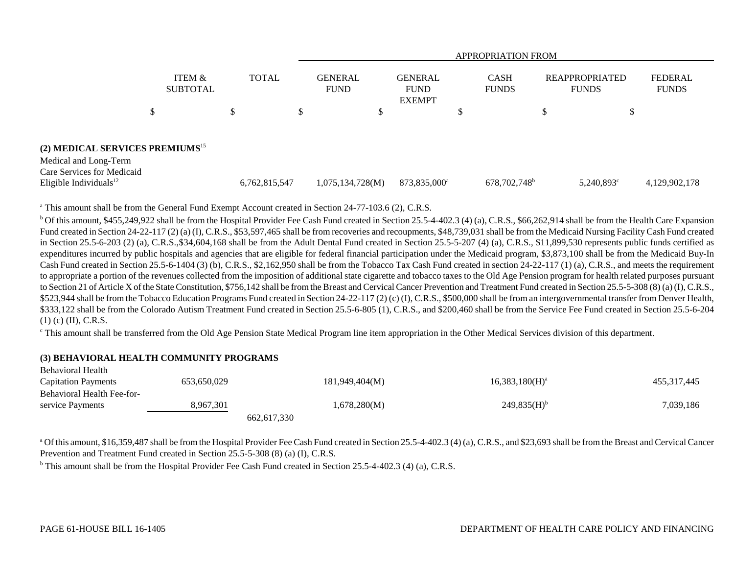| | ITEM & SUBTOTAL | TOTAL | GENERAL FUND | GENERAL FUND EXEMPT | CASH FUNDS | REAPPROPRIATED FUNDS | FEDERAL FUNDS |
|---|---|---|---|---|---|---|---|
| | | | APPROPRIATION FROM | | | | |
| | $ | $ | $ | $ | $ | $ | $ |
| **(2) MEDICAL SERVICES PREMIUMS**[15] | | | | | | | |
| Medical and Long-Term Care Services for Medicaid Eligible Individuals[12] | | 6,762,815,547 | 1,075,134,728(M) | 873,835,000[a] | 678,702,748[b] | 5,240,893[c] | 4,129,902,178 |

[a] This amount shall be from the General Fund Exempt Account created in Section 24-77-103.6 (2), C.R.S.

[b] Of this amount, $455,249,922 shall be from the Hospital Provider Fee Cash Fund created in Section 25.5-4-402.3 (4) (a), C.R.S., $66,262,914 shall be from the Health Care Expansion Fund created in Section 24-22-117 (2) (a) (I), C.R.S., $53,597,465 shall be from recoveries and recoupments, $48,739,031 shall be from the Medicaid Nursing Facility Cash Fund created in Section 25.5-6-203 (2) (a), C.R.S.,$34,604,168 shall be from the Adult Dental Fund created in Section 25.5-5-207 (4) (a), C.R.S., $11,899,530 represents public funds certified as expenditures incurred by public hospitals and agencies that are eligible for federal financial participation under the Medicaid program, $3,873,100 shall be from the Medicaid Buy-In Cash Fund created in Section 25.5-6-1404 (3) (b), C.R.S., $2,162,950 shall be from the Tobacco Tax Cash Fund created in section 24-22-117 (1) (a), C.R.S., and meets the requirement to appropriate a portion of the revenues collected from the imposition of additional state cigarette and tobacco taxes to the Old Age Pension program for health related purposes pursuant to Section 21 of Article X of the State Constitution, $756,142 shall be from the Breast and Cervical Cancer Prevention and Treatment Fund created in Section 25.5-5-308 (8) (a) (I), C.R.S., $523,944 shall be from the Tobacco Education Programs Fund created in Section 24-22-117 (2) (c) (I), C.R.S., $500,000 shall be from an intergovernmental transfer from Denver Health, $333,122 shall be from the Colorado Autism Treatment Fund created in Section 25.5-6-805 (1), C.R.S., and $200,460 shall be from the Service Fee Fund created in Section 25.5-6-204 (1) (c) (II), C.R.S.

[c] This amount shall be transferred from the Old Age Pension State Medical Program line item appropriation in the Other Medical Services division of this department.

| | ITEM & SUBTOTAL | TOTAL | GENERAL FUND | GENERAL FUND EXEMPT | CASH FUNDS | REAPPROPRIATED FUNDS | FEDERAL FUNDS |
|---|---|---|---|---|---|---|---|
| **(3) BEHAVIORAL HEALTH COMMUNITY PROGRAMS** | | | | | | | |
| Behavioral Health Capitation Payments | 653,650,029 | | 181,949,404(M) | | 16,383,180(H)[a] | | 455,317,445 |
| Behavioral Health Fee-for-service Payments | 8,967,301 | | 1,678,280(M) | | 249,835(H)[b] | | 7,039,186 |
| | | 662,617,330 | | | | | |

[a] Of this amount, $16,359,487 shall be from the Hospital Provider Fee Cash Fund created in Section 25.5-4-402.3 (4) (a), C.R.S., and $23,693 shall be from the Breast and Cervical Cancer Prevention and Treatment Fund created in Section 25.5-5-308 (8) (a) (I), C.R.S.

[b] This amount shall be from the Hospital Provider Fee Cash Fund created in Section 25.5-4-402.3 (4) (a), C.R.S.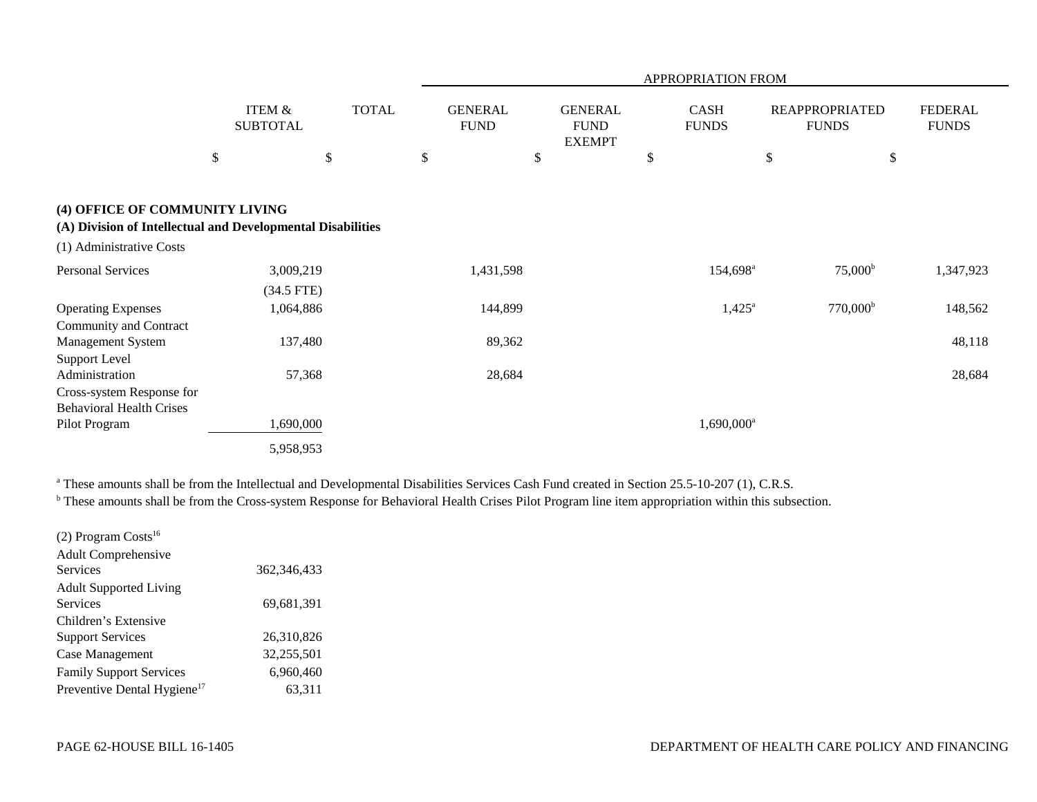| | ITEM & SUBTOTAL | TOTAL | APPROPRIATION FROM | | | | |
|---|---|---|---|---|---|---|---|
| | | | GENERAL FUND | GENERAL FUND EXEMPT | CASH FUNDS | REAPPROPRIATED FUNDS | FEDERAL FUNDS |
| | $ | $ | $ | $ | $ | $ | $ |
| **(4) OFFICE OF COMMUNITY LIVING** | | | | | | | |
| **(A) Division of Intellectual and Developmental Disabilities** | | | | | | | |
| (1) Administrative Costs | | | | | | | |
| Personal Services | 3,009,219 | | 1,431,598 | | 154,698[a] | 75,000[b] | 1,347,923 |
| | (34.5 FTE) | | | | | | |
| Operating Expenses | 1,064,886 | | 144,899 | | 1,425[a] | 770,000[b] | 148,562 |
| Community and Contract Management System | 137,480 | | 89,362 | | | | 48,118 |
| Support Level Administration | 57,368 | | 28,684 | | | | 28,684 |
| Cross-system Response for Behavioral Health Crises Pilot Program | 1,690,000 | | | | 1,690,000[a] | | |
| | 5,958,953 | | | | | | |

[a] These amounts shall be from the Intellectual and Developmental Disabilities Services Cash Fund created in Section 25.5-10-207 (1), C.R.S.

[b] These amounts shall be from the Cross-system Response for Behavioral Health Crises Pilot Program line item appropriation within this subsection.

| | ITEM & SUBTOTAL |
|---|---|
| (2) Program Costs[16] | |
| Adult Comprehensive Services | 362,346,433 |
| Adult Supported Living Services | 69,681,391 |
| Children's Extensive Support Services | 26,310,826 |
| Case Management | 32,255,501 |
| Family Support Services | 6,960,460 |
| Preventive Dental Hygiene[17] | 63,311 |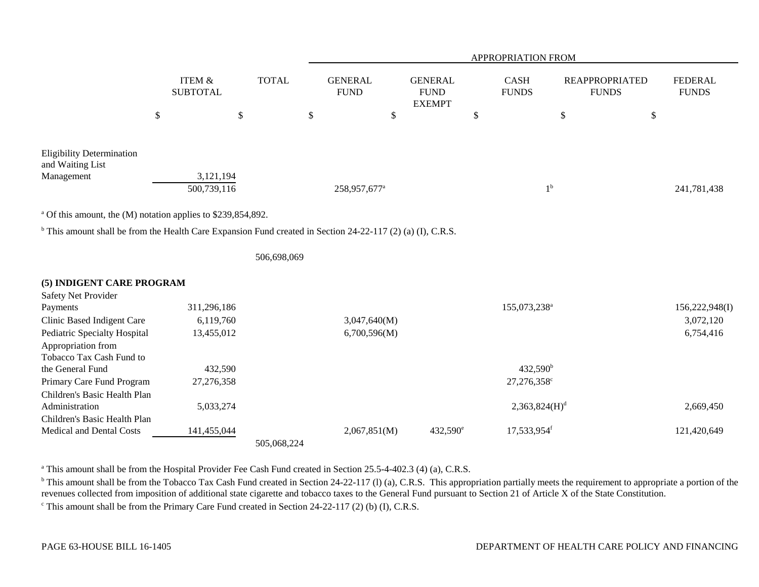| | ITEM & SUBTOTAL | TOTAL | APPROPRIATION FROM GENERAL FUND | GENERAL FUND EXEMPT | CASH FUNDS | REAPPROPRIATED FUNDS | FEDERAL FUNDS |
|---|---|---|---|---|---|---|---|
| | $ | $ | $ | $ | $ | $ | $ |
| Eligibility Determination and Waiting List Management | 3,121,194 | | | | | | |
| | 500,739,116 | | 258,957,677[a] | | 1[b] | | 241,781,438 |

[a] Of this amount, the (M) notation applies to $239,854,892.

[b] This amount shall be from the Health Care Expansion Fund created in Section 24-22-117 (2) (a) (I), C.R.S.

| | ITEM & SUBTOTAL | TOTAL | GENERAL FUND | GENERAL FUND EXEMPT | CASH FUNDS | REAPPROPRIATED FUNDS | FEDERAL FUNDS |
|---|---|---|---|---|---|---|---|
| | | 506,698,069 | | | | | |
| **(5) INDIGENT CARE PROGRAM** | | | | | | | |
| Safety Net Provider Payments | 311,296,186 | | | | 155,073,238[a] | | 156,222,948(I) |
| Clinic Based Indigent Care | 6,119,760 | | 3,047,640(M) | | | | 3,072,120 |
| Pediatric Specialty Hospital | 13,455,012 | | 6,700,596(M) | | | | 6,754,416 |
| Appropriation from Tobacco Tax Cash Fund to the General Fund | 432,590 | | | | 432,590[b] | | |
| Primary Care Fund Program | 27,276,358 | | | | 27,276,358[c] | | |
| Children's Basic Health Plan Administration | 5,033,274 | | | | 2,363,824(H)[d] | | 2,669,450 |
| Children's Basic Health Plan Medical and Dental Costs | 141,455,044 | | 2,067,851(M) | 432,590[e] | 17,533,954[f] | | 121,420,649 |
| | | 505,068,224 | | | | | |

[a] This amount shall be from the Hospital Provider Fee Cash Fund created in Section 25.5-4-402.3 (4) (a), C.R.S.

[b] This amount shall be from the Tobacco Tax Cash Fund created in Section 24-22-117 (l) (a), C.R.S. This appropriation partially meets the requirement to appropriate a portion of the revenues collected from imposition of additional state cigarette and tobacco taxes to the General Fund pursuant to Section 21 of Article X of the State Constitution.

[c] This amount shall be from the Primary Care Fund created in Section 24-22-117 (2) (b) (I), C.R.S.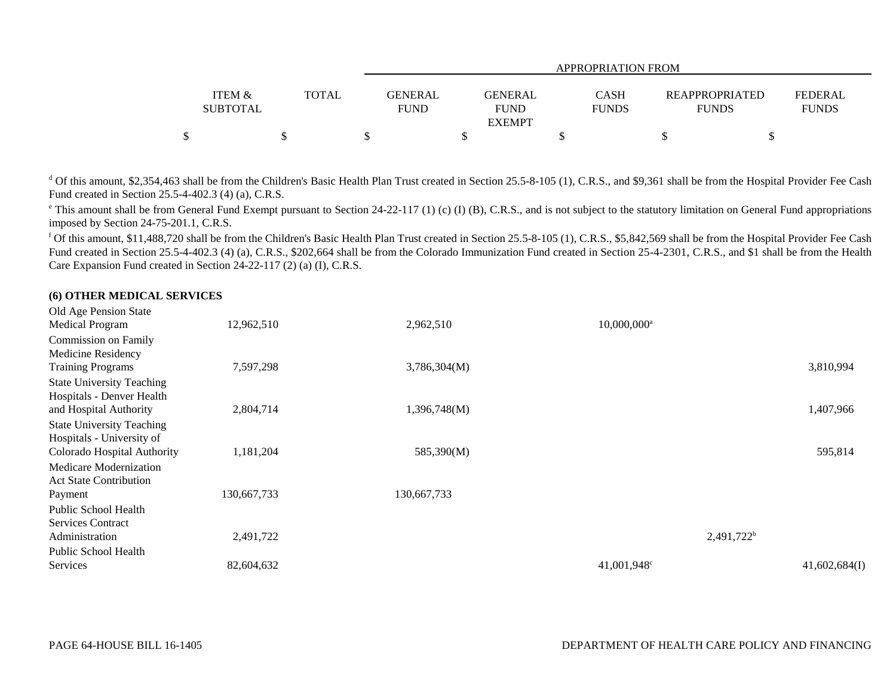| | ITEM & SUBTOTAL | TOTAL | GENERAL FUND | GENERAL FUND EXEMPT | CASH FUNDS | REAPPROPRIATED FUNDS | FEDERAL FUNDS |
|---|---|---|---|---|---|---|---|
| | | | APPROPRIATION FROM | | | | |
| | $ | $ | $ | $ | $ | $ | $ |

[d] Of this amount, $2,354,463 shall be from the Children's Basic Health Plan Trust created in Section 25.5-8-105 (1), C.R.S., and $9,361 shall be from the Hospital Provider Fee Cash Fund created in Section 25.5-4-402.3 (4) (a), C.R.S.

[e] This amount shall be from General Fund Exempt pursuant to Section 24-22-117 (1) (c) (I) (B), C.R.S., and is not subject to the statutory limitation on General Fund appropriations imposed by Section 24-75-201.1, C.R.S.

[f] Of this amount, $11,488,720 shall be from the Children's Basic Health Plan Trust created in Section 25.5-8-105 (1), C.R.S., $5,842,569 shall be from the Hospital Provider Fee Cash Fund created in Section 25.5-4-402.3 (4) (a), C.R.S., $202,664 shall be from the Colorado Immunization Fund created in Section 25-4-2301, C.R.S., and $1 shall be from the Health Care Expansion Fund created in Section 24-22-117 (2) (a) (I), C.R.S.

**(6) OTHER MEDICAL SERVICES**

| | ITEM & SUBTOTAL | TOTAL | GENERAL FUND | GENERAL FUND EXEMPT | CASH FUNDS | REAPPROPRIATED FUNDS | FEDERAL FUNDS |
|---|---|---|---|---|---|---|---|
| Old Age Pension State Medical Program | 12,962,510 | | 2,962,510 | | 10,000,000[a] | | |
| Commission on Family Medicine Residency Training Programs | 7,597,298 | | 3,786,304(M) | | | | 3,810,994 |
| State University Teaching Hospitals - Denver Health and Hospital Authority | 2,804,714 | | 1,396,748(M) | | | | 1,407,966 |
| State University Teaching Hospitals - University of Colorado Hospital Authority | 1,181,204 | | 585,390(M) | | | | 595,814 |
| Medicare Modernization Act State Contribution Payment | 130,667,733 | | 130,667,733 | | | | |
| Public School Health Services Contract Administration | 2,491,722 | | | | | 2,491,722[b] | |
| Public School Health Services | 82,604,632 | | | | 41,001,948[c] | | 41,602,684(I) |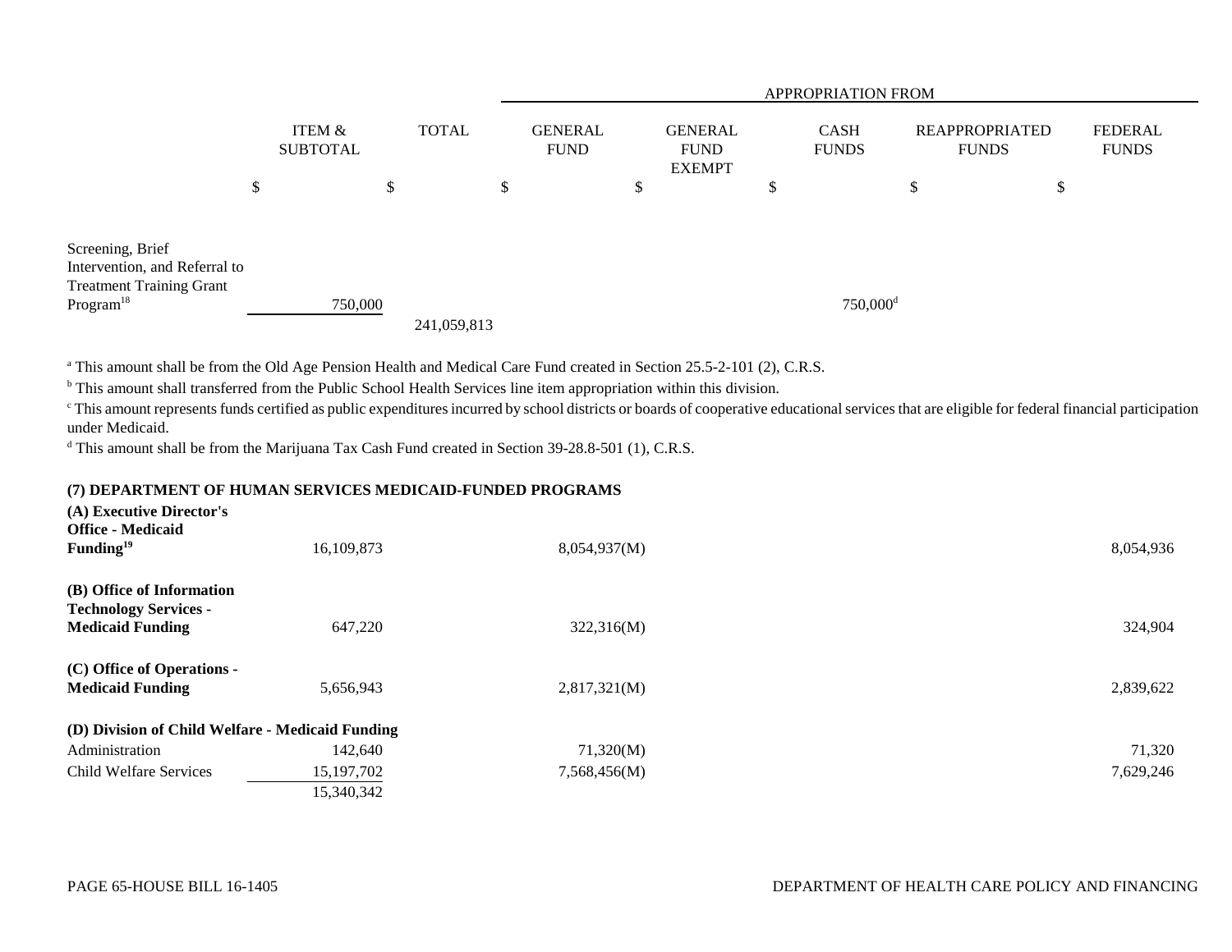| | ITEM & SUBTOTAL | TOTAL | APPROPRIATION FROM GENERAL FUND | GENERAL FUND EXEMPT | CASH FUNDS | REAPPROPRIATED FUNDS | FEDERAL FUNDS |
|---|---|---|---|---|---|---|---|
| | $ | $ | $ | $ | $ | $ | $ |
| Screening, Brief Intervention, and Referral to Treatment Training Grant Program[18] | 750,000 | | | | 750,000[d] | | |
| | | 241,059,813 | | | | | |

[a] This amount shall be from the Old Age Pension Health and Medical Care Fund created in Section 25.5-2-101 (2), C.R.S.

[b] This amount shall transferred from the Public School Health Services line item appropriation within this division.

[c] This amount represents funds certified as public expenditures incurred by school districts or boards of cooperative educational services that are eligible for federal financial participation under Medicaid.

[d] This amount shall be from the Marijuana Tax Cash Fund created in Section 39-28.8-501 (1), C.R.S.

**(7) DEPARTMENT OF HUMAN SERVICES MEDICAID-FUNDED PROGRAMS**

| | ITEM & SUBTOTAL | TOTAL | GENERAL FUND | GENERAL FUND EXEMPT | CASH FUNDS | REAPPROPRIATED FUNDS | FEDERAL FUNDS |
|---|---|---|---|---|---|---|---|
| **(A) Executive Director's Office - Medicaid Funding[19]** | 16,109,873 | | 8,054,937(M) | | | | 8,054,936 |
| **(B) Office of Information Technology Services - Medicaid Funding** | 647,220 | | 322,316(M) | | | | 324,904 |
| **(C) Office of Operations - Medicaid Funding** | 5,656,943 | | 2,817,321(M) | | | | 2,839,622 |
| **(D) Division of Child Welfare - Medicaid Funding** | | | | | | | |
| Administration | 142,640 | | 71,320(M) | | | | 71,320 |
| Child Welfare Services | 15,197,702 | | 7,568,456(M) | | | | 7,629,246 |
| | 15,340,342 | | | | | | |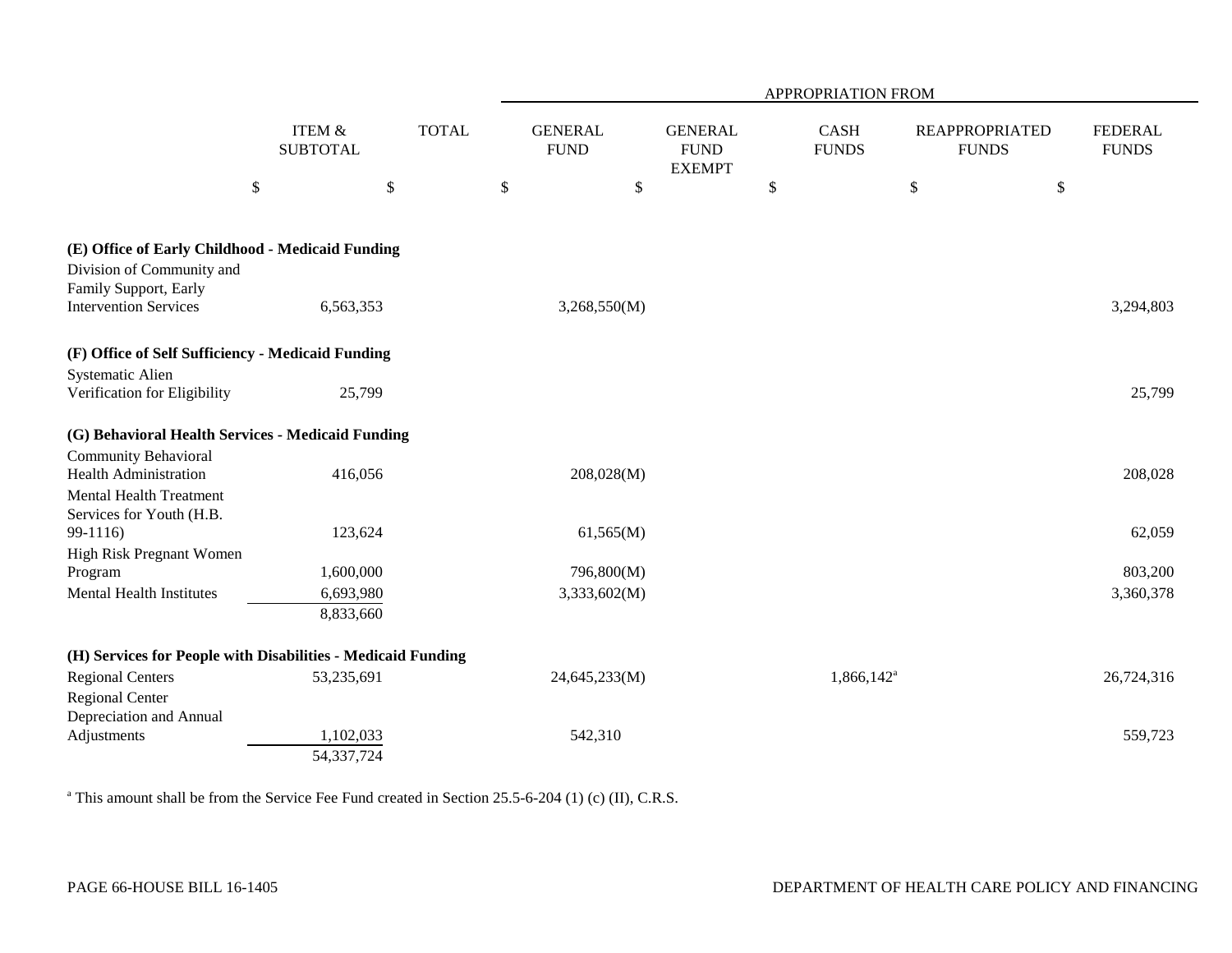| | ITEM & SUBTOTAL | TOTAL | APPROPRIATION FROM | | | | |
|---|---|---|---|---|---|---|---|
| | | | GENERAL FUND | GENERAL FUND EXEMPT | CASH FUNDS | REAPPROPRIATED FUNDS | FEDERAL FUNDS |
| | $ | $ | $ | $ | $ | $ | $ |
| **(E) Office of Early Childhood - Medicaid Funding** | | | | | | | |
| Division of Community and Family Support, Early Intervention Services | 6,563,353 | | 3,268,550(M) | | | | 3,294,803 |
| **(F) Office of Self Sufficiency - Medicaid Funding** | | | | | | | |
| Systematic Alien Verification for Eligibility | 25,799 | | | | | | 25,799 |
| **(G) Behavioral Health Services - Medicaid Funding** | | | | | | | |
| Community Behavioral Health Administration | 416,056 | | 208,028(M) | | | | 208,028 |
| Mental Health Treatment Services for Youth (H.B. 99-1116) | 123,624 | | 61,565(M) | | | | 62,059 |
| High Risk Pregnant Women Program | 1,600,000 | | 796,800(M) | | | | 803,200 |
| Mental Health Institutes | 6,693,980 | | 3,333,602(M) | | | | 3,360,378 |
| | 8,833,660 | | | | | | |
| **(H) Services for People with Disabilities - Medicaid Funding** | | | | | | | |
| Regional Centers | 53,235,691 | | 24,645,233(M) | | 1,866,142[a] | | 26,724,316 |
| Regional Center Depreciation and Annual Adjustments | 1,102,033 | | 542,310 | | | | 559,723 |
| | 54,337,724 | | | | | | |

[a] This amount shall be from the Service Fee Fund created in Section 25.5-6-204 (1) (c) (II), C.R.S.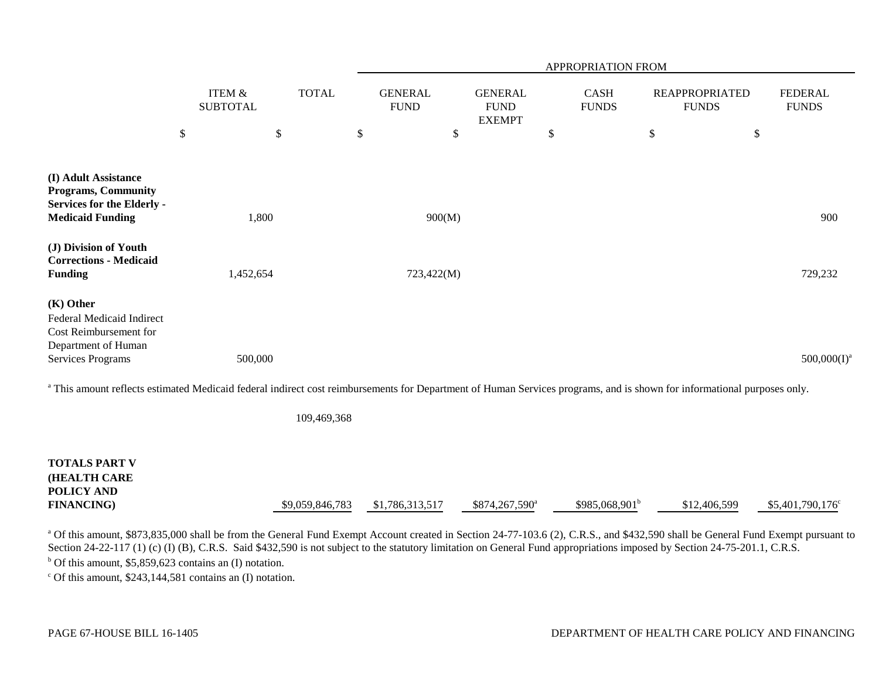| | ITEM & SUBTOTAL | TOTAL | GENERAL FUND | GENERAL FUND EXEMPT | CASH FUNDS | REAPPROPRIATED FUNDS | FEDERAL FUNDS |
|---|---|---|---|---|---|---|---|
| | | | APPROPRIATION FROM | | | | |
| | $ | $ | $ | $ | $ | $ | $ |
| **(I) Adult Assistance Programs, Community Services for the Elderly - Medicaid Funding** | 1,800 | | 900(M) | | | | 900 |
| **(J) Division of Youth Corrections - Medicaid Funding** | 1,452,654 | | 723,422(M) | | | | 729,232 |
| **(K) Other** | | | | | | | |
| Federal Medicaid Indirect Cost Reimbursement for Department of Human Services Programs | 500,000 | | | | | | 500,000(I)[a] |

[a] This amount reflects estimated Medicaid federal indirect cost reimbursements for Department of Human Services programs, and is shown for informational purposes only.

| | ITEM & SUBTOTAL | TOTAL | GENERAL FUND | GENERAL FUND EXEMPT | CASH FUNDS | REAPPROPRIATED FUNDS | FEDERAL FUNDS |
|---|---|---|---|---|---|---|---|
| | | 109,469,368 | | | | | |
| **TOTALS PART V (HEALTH CARE POLICY AND FINANCING)** | | $9,059,846,783 | $1,786,313,517 | $874,267,590[a] | $985,068,901[b] | $12,406,599 | $5,401,790,176[c] |

[a] Of this amount, $873,835,000 shall be from the General Fund Exempt Account created in Section 24-77-103.6 (2), C.R.S., and $432,590 shall be General Fund Exempt pursuant to Section 24-22-117 (1) (c) (I) (B), C.R.S. Said $432,590 is not subject to the statutory limitation on General Fund appropriations imposed by Section 24-75-201.1, C.R.S.

[b] Of this amount, $5,859,623 contains an (I) notation.

[c] Of this amount, $243,144,581 contains an (I) notation.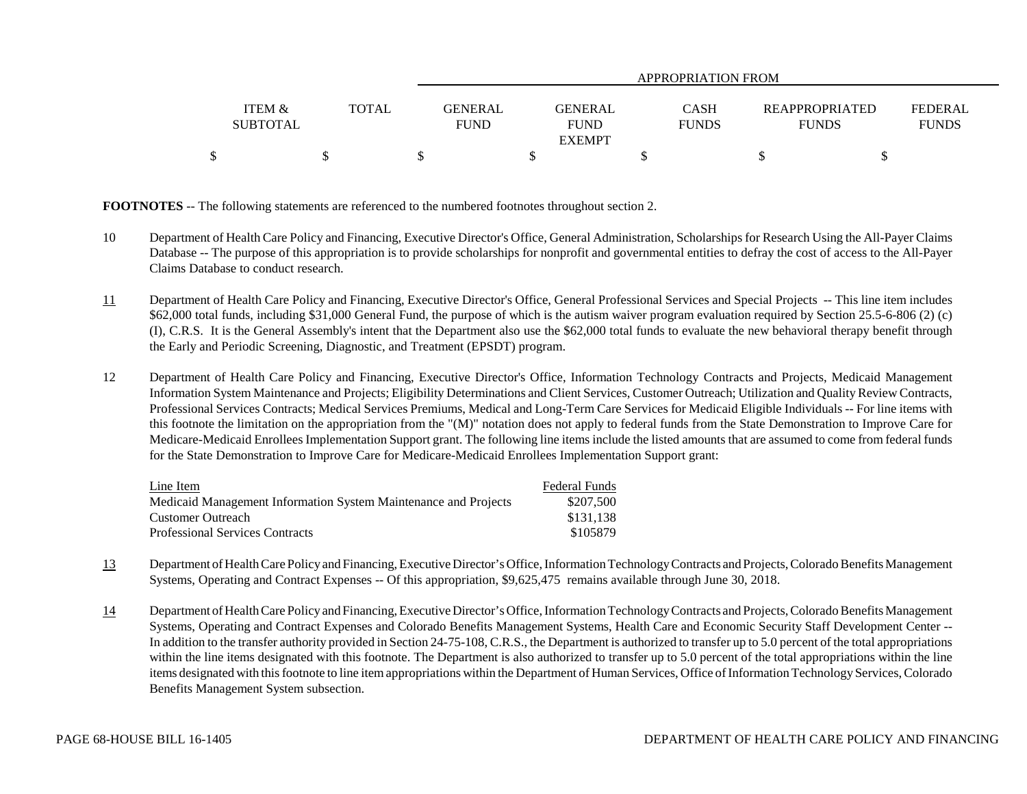| | ITEM & SUBTOTAL | TOTAL | GENERAL FUND | GENERAL FUND EXEMPT | CASH FUNDS | REAPPROPRIATED FUNDS | FEDERAL FUNDS |
|---|---|---|---|---|---|---|---|
| | | | APPROPRIATION FROM | | | | |
| | $ | $ | $ | $ | $ | $ | $ |

**FOOTNOTES** -- The following statements are referenced to the numbered footnotes throughout section 2.

10 Department of Health Care Policy and Financing, Executive Director's Office, General Administration, Scholarships for Research Using the All-Payer Claims Database -- The purpose of this appropriation is to provide scholarships for nonprofit and governmental entities to defray the cost of access to the All-Payer Claims Database to conduct research.

11 Department of Health Care Policy and Financing, Executive Director's Office, General Professional Services and Special Projects -- This line item includes $62,000 total funds, including $31,000 General Fund, the purpose of which is the autism waiver program evaluation required by Section 25.5-6-806 (2) (c) (I), C.R.S. It is the General Assembly's intent that the Department also use the $62,000 total funds to evaluate the new behavioral therapy benefit through the Early and Periodic Screening, Diagnostic, and Treatment (EPSDT) program.

12 Department of Health Care Policy and Financing, Executive Director's Office, Information Technology Contracts and Projects, Medicaid Management Information System Maintenance and Projects; Eligibility Determinations and Client Services, Customer Outreach; Utilization and Quality Review Contracts, Professional Services Contracts; Medical Services Premiums, Medical and Long-Term Care Services for Medicaid Eligible Individuals -- For line items with this footnote the limitation on the appropriation from the "(M)" notation does not apply to federal funds from the State Demonstration to Improve Care for Medicare-Medicaid Enrollees Implementation Support grant. The following line items include the listed amounts that are assumed to come from federal funds for the State Demonstration to Improve Care for Medicare-Medicaid Enrollees Implementation Support grant:

| Line Item | Federal Funds |
|---|---|
| Medicaid Management Information System Maintenance and Projects | $207,500 |
| Customer Outreach | $131,138 |
| Professional Services Contracts | $105879 |

13 Department of Health Care Policy and Financing, Executive Director's Office, Information Technology Contracts and Projects, Colorado Benefits Management Systems, Operating and Contract Expenses -- Of this appropriation, $9,625,475 remains available through June 30, 2018.

14 Department of Health Care Policy and Financing, Executive Director's Office, Information Technology Contracts and Projects, Colorado Benefits Management Systems, Operating and Contract Expenses and Colorado Benefits Management Systems, Health Care and Economic Security Staff Development Center -- In addition to the transfer authority provided in Section 24-75-108, C.R.S., the Department is authorized to transfer up to 5.0 percent of the total appropriations within the line items designated with this footnote. The Department is also authorized to transfer up to 5.0 percent of the total appropriations within the line items designated with this footnote to line item appropriations within the Department of Human Services, Office of Information Technology Services, Colorado Benefits Management System subsection.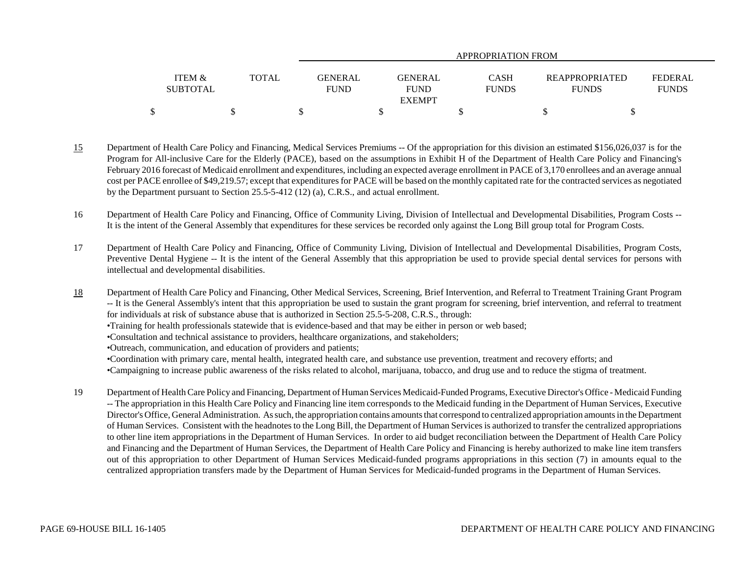| ITEM & SUBTOTAL | TOTAL | APPROPRIATION FROM GENERAL FUND | GENERAL FUND EXEMPT | CASH FUNDS | REAPPROPRIATED FUNDS | FEDERAL FUNDS |
|---|---|---|---|---|---|---|
| $ | $ | $ | $ | $ | $ | $ |

15 Department of Health Care Policy and Financing, Medical Services Premiums -- Of the appropriation for this division an estimated $156,026,037 is for the Program for All-inclusive Care for the Elderly (PACE), based on the assumptions in Exhibit H of the Department of Health Care Policy and Financing's February 2016 forecast of Medicaid enrollment and expenditures, including an expected average enrollment in PACE of 3,170 enrollees and an average annual cost per PACE enrollee of $49,219.57; except that expenditures for PACE will be based on the monthly capitated rate for the contracted services as negotiated by the Department pursuant to Section 25.5-5-412 (12) (a), C.R.S., and actual enrollment.

16 Department of Health Care Policy and Financing, Office of Community Living, Division of Intellectual and Developmental Disabilities, Program Costs -- It is the intent of the General Assembly that expenditures for these services be recorded only against the Long Bill group total for Program Costs.

17 Department of Health Care Policy and Financing, Office of Community Living, Division of Intellectual and Developmental Disabilities, Program Costs, Preventive Dental Hygiene -- It is the intent of the General Assembly that this appropriation be used to provide special dental services for persons with intellectual and developmental disabilities.

18 Department of Health Care Policy and Financing, Other Medical Services, Screening, Brief Intervention, and Referral to Treatment Training Grant Program -- It is the General Assembly's intent that this appropriation be used to sustain the grant program for screening, brief intervention, and referral to treatment for individuals at risk of substance abuse that is authorized in Section 25.5-5-208, C.R.S., through:

- Training for health professionals statewide that is evidence-based and that may be either in person or web based;
- Consultation and technical assistance to providers, healthcare organizations, and stakeholders;
- Outreach, communication, and education of providers and patients;
- Coordination with primary care, mental health, integrated health care, and substance use prevention, treatment and recovery efforts; and
- Campaigning to increase public awareness of the risks related to alcohol, marijuana, tobacco, and drug use and to reduce the stigma of treatment.

19 Department of Health Care Policy and Financing, Department of Human Services Medicaid-Funded Programs, Executive Director's Office - Medicaid Funding -- The appropriation in this Health Care Policy and Financing line item corresponds to the Medicaid funding in the Department of Human Services, Executive Director's Office, General Administration. As such, the appropriation contains amounts that correspond to centralized appropriation amounts in the Department of Human Services. Consistent with the headnotes to the Long Bill, the Department of Human Services is authorized to transfer the centralized appropriations to other line item appropriations in the Department of Human Services. In order to aid budget reconciliation between the Department of Health Care Policy and Financing and the Department of Human Services, the Department of Health Care Policy and Financing is hereby authorized to make line item transfers out of this appropriation to other Department of Human Services Medicaid-funded programs appropriations in this section (7) in amounts equal to the centralized appropriation transfers made by the Department of Human Services for Medicaid-funded programs in the Department of Human Services.